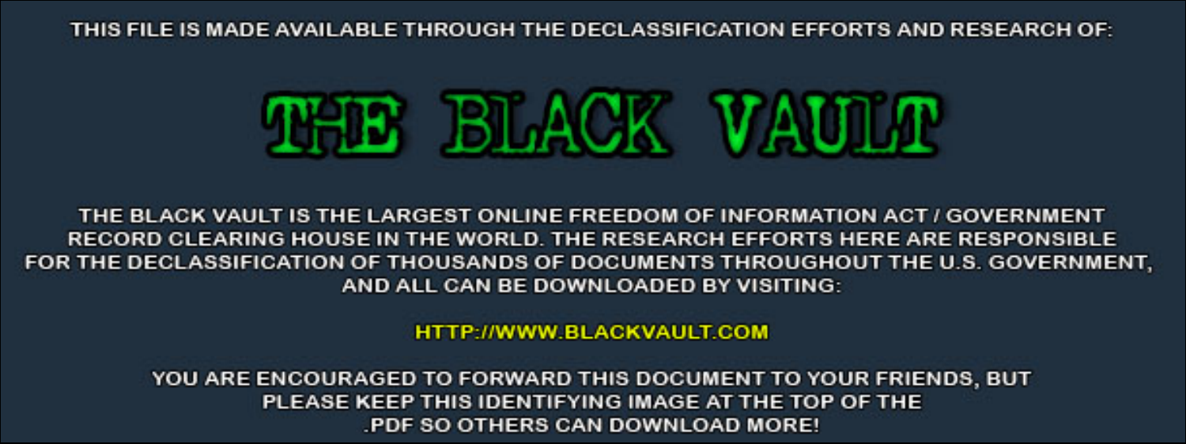THIS FILE IS MADE AVAILABLE THROUGH THE DECLASSIFICATION EFFORTS AND RESEARCH OF:

# THE BLACK VAULT

THE BLACK VAULT IS THE LARGEST ONLINE FREEDOM OF INFORMATION ACT / GOVERNMENT RECORD CLEARING HOUSE IN THE WORLD. THE RESEARCH EFFORTS HERE ARE RESPONSIBLE FOR THE DECLASSIFICATION OF THOUSANDS OF DOCUMENTS THROUGHOUT THE U.S. GOVERNMENT, AND ALL CAN BE DOWNLOADED BY VISITING:

HTTP://WWW.BLACKVAULT.COM

YOU ARE ENCOURAGED TO FORWARD THIS DOCUMENT TO YOUR FRIENDS, BUT PLEASE KEEP THIS IDENTIFYING IMAGE AT THE TOP OF THE .PDF SO OTHERS CAN DOWNLOAD MORE!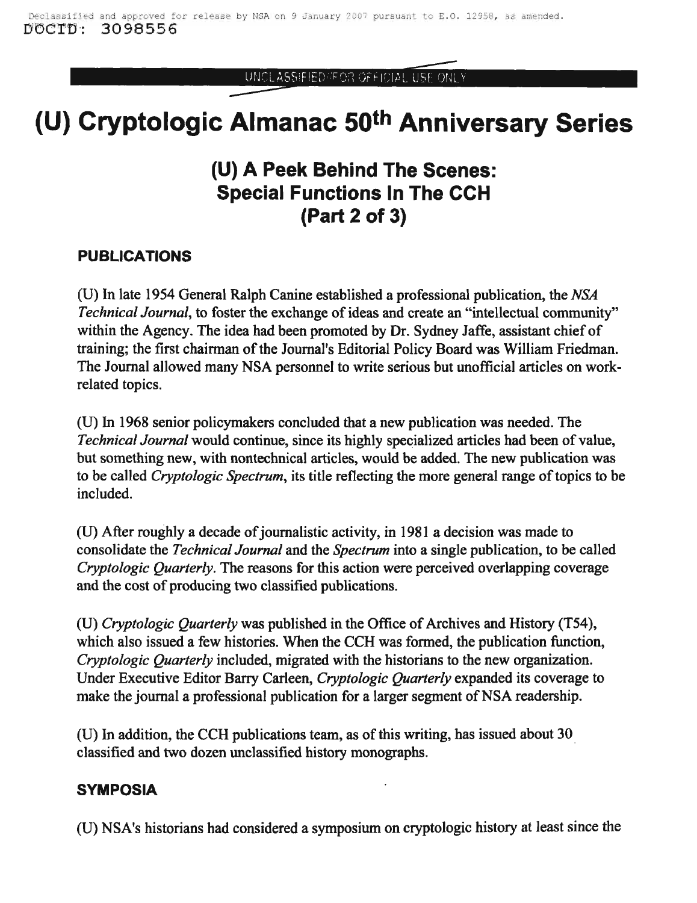# (U) Cryptologic Almanac 50th Anniversary Series

## (U) A Peek Behind The Scenes: Special Functions In The CCH (Part 2 of 3)

### PUBLICATIONS

(U) In late 1954 General Ralph Canine established a professional publication, the *NSA Technical Journal*, to foster the exchange of ideas and create an "intellectual community" within the Agency. The idea had been promoted by Dr. Sydney Jaffe, assistant chief of training; the first chairman of the Journal's Editorial Policy Board was William Friedman. The Journal allowed many NSA personnel to write serious but unofficial articles on work-related topics.

(U) In 1968 senior policymakers concluded that a new publication was needed. The *Technical Journal* would continue, since its highly specialized articles had been of value, but something new, with nontechnical articles, would be added. The new publication was to be called *Cryptologic Spectrum*, its title reflecting the more general range of topics to be included.

(U) After roughly a decade of journalistic activity, in 1981 a decision was made to consolidate the *Technical Journal* and the *Spectrum* into a single publication, to be called *Cryptologic Quarterly*. The reasons for this action were perceived overlapping coverage and the cost of producing two classified publications.

(U) *Cryptologic Quarterly* was published in the Office of Archives and History (T54), which also issued a few histories. When the CCH was formed, the publication function, *Cryptologic Quarterly* included, migrated with the historians to the new organization. Under Executive Editor Barry Carleen, *Cryptologic Quarterly* expanded its coverage to make the journal a professional publication for a larger segment of NSA readership.

(U) In addition, the CCH publications team, as of this writing, has issued about 30 classified and two dozen unclassified history monographs.

### SYMPOSIA

(U) NSA's historians had considered a symposium on cryptologic history at least since the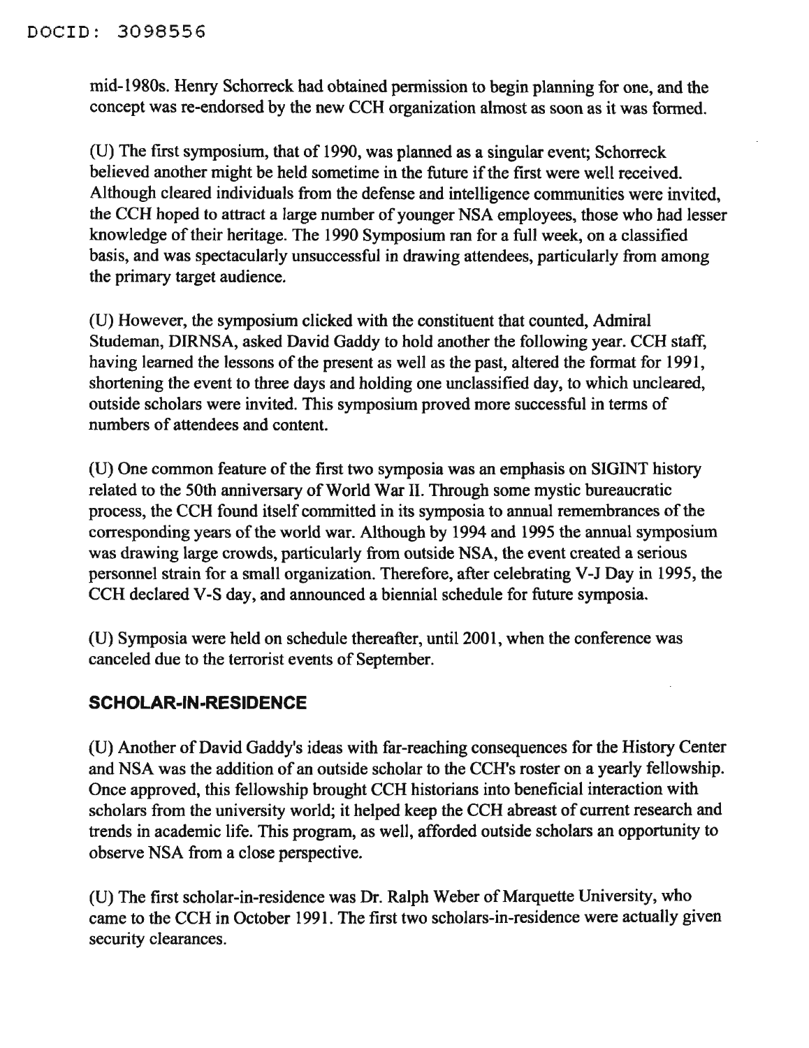mid-1980s. Henry Schorreck had obtained permission to begin planning for one, and the concept was re-endorsed by the new CCH organization almost as soon as it was formed.

(U) The first symposium, that of 1990, was planned as a singular event; Schorreck believed another might be held sometime in the future if the first were well received. Although cleared individuals from the defense and intelligence communities were invited, the CCH hoped to attract a large number of younger NSA employees, those who had lesser knowledge of their heritage. The 1990 Symposium ran for a full week, on a classified basis, and was spectacularly unsuccessful in drawing attendees, particularly from among the primary target audience.

(U) However, the symposium clicked with the constituent that counted, Admiral Studeman, DIRNSA, asked David Gaddy to hold another the following year. CCH staff, having learned the lessons of the present as well as the past, altered the format for 1991, shortening the event to three days and holding one unclassified day, to which uncleared, outside scholars were invited. This symposium proved more successful in terms of numbers of attendees and content.

(U) One common feature of the first two symposia was an emphasis on SIGINT history related to the 50th anniversary of World War II. Through some mystic bureaucratic process, the CCH found itself committed in its symposia to annual remembrances of the corresponding years of the world war. Although by 1994 and 1995 the annual symposium was drawing large crowds, particularly from outside NSA, the event created a serious personnel strain for a small organization. Therefore, after celebrating V-J Day in 1995, the CCH declared V-S day, and announced a biennial schedule for future symposia.

(U) Symposia were held on schedule thereafter, until 2001, when the conference was canceled due to the terrorist events of September.

## SCHOLAR-IN-RESIDENCE

(U) Another of David Gaddy's ideas with far-reaching consequences for the History Center and NSA was the addition of an outside scholar to the CCH's roster on a yearly fellowship. Once approved, this fellowship brought CCH historians into beneficial interaction with scholars from the university world; it helped keep the CCH abreast of current research and trends in academic life. This program, as well, afforded outside scholars an opportunity to observe NSA from a close perspective.

(U) The first scholar-in-residence was Dr. Ralph Weber of Marquette University, who came to the CCH in October 1991. The first two scholars-in-residence were actually given security clearances.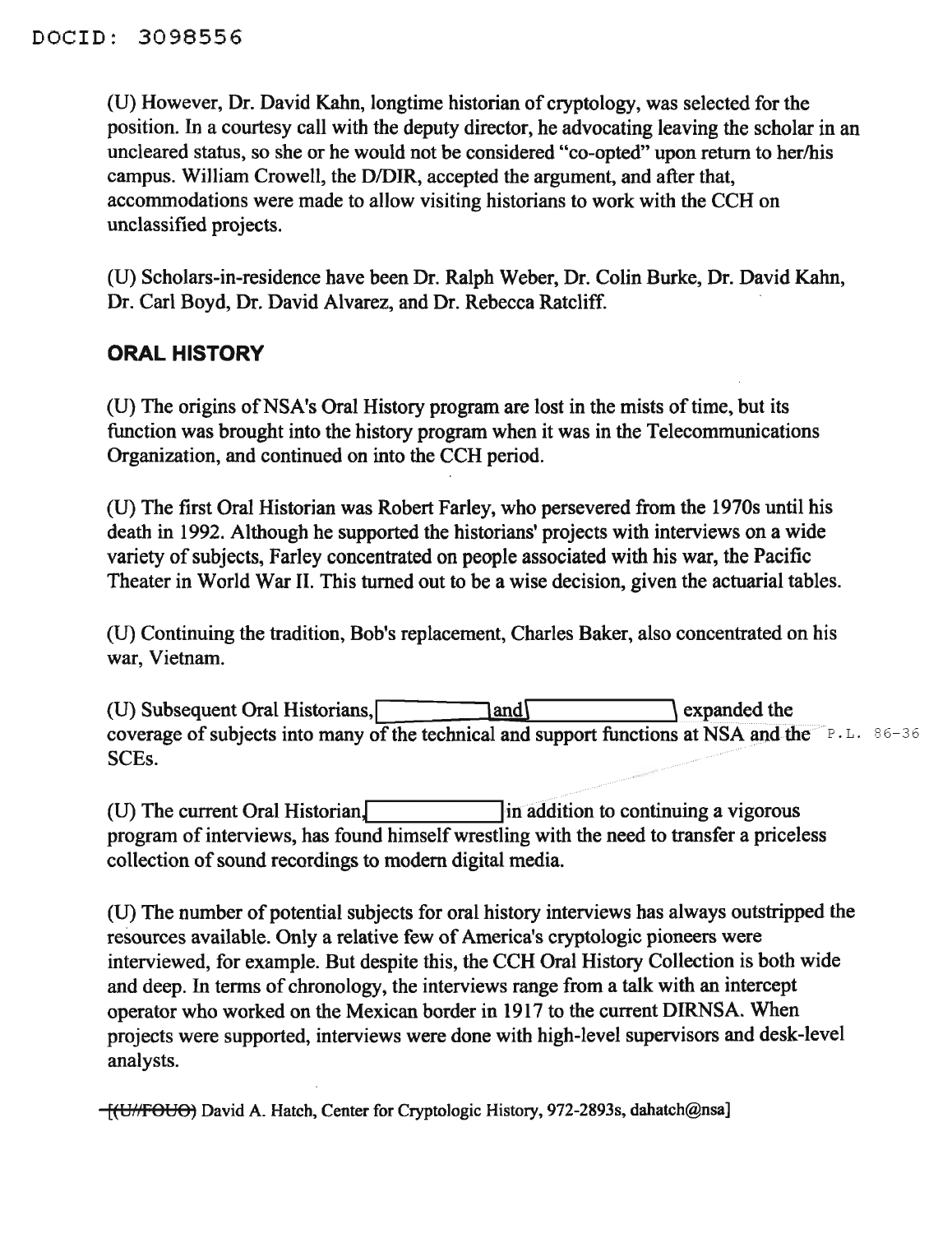(U) However, Dr. David Kahn, longtime historian of cryptology, was selected for the position. In a courtesy call with the deputy director, he advocating leaving the scholar in an uncleared status, so she or he would not be considered "co-opted" upon return to her/his campus. William Crowell, the D/DIR, accepted the argument, and after that, accommodations were made to allow visiting historians to work with the CCH on unclassified projects.

(U) Scholars-in-residence have been Dr. Ralph Weber, Dr. Colin Burke, Dr. David Kahn, Dr. Carl Boyd, Dr. David Alvarez, and Dr. Rebecca Ratcliff.

## ORAL HISTORY

(U) The origins of NSA's Oral History program are lost in the mists of time, but its function was brought into the history program when it was in the Telecommunications Organization, and continued on into the CCH period.

(U) The first Oral Historian was Robert Farley, who persevered from the 1970s until his death in 1992. Although he supported the historians' projects with interviews on a wide variety of subjects, Farley concentrated on people associated with his war, the Pacific Theater in World War II. This turned out to be a wise decision, given the actuarial tables.

(U) Continuing the tradition, Bob's replacement, Charles Baker, also concentrated on his war, Vietnam.

(U) Subsequent Oral Historians, [REDACTED] and [REDACTED] expanded the coverage of subjects into many of the technical and support functions at NSA and the SCEs. P.L. 86-36

(U) The current Oral Historian, [REDACTED] in addition to continuing a vigorous program of interviews, has found himself wrestling with the need to transfer a priceless collection of sound recordings to modern digital media.

(U) The number of potential subjects for oral history interviews has always outstripped the resources available. Only a relative few of America's cryptologic pioneers were interviewed, for example. But despite this, the CCH Oral History Collection is both wide and deep. In terms of chronology, the interviews range from a talk with an intercept operator who worked on the Mexican border in 1917 to the current DIRNSA. When projects were supported, interviews were done with high-level supervisors and desk-level analysts.

~~[(U//FOUO)~~ David A. Hatch, Center for Cryptologic History, 972-2893s, dahatch@nsa]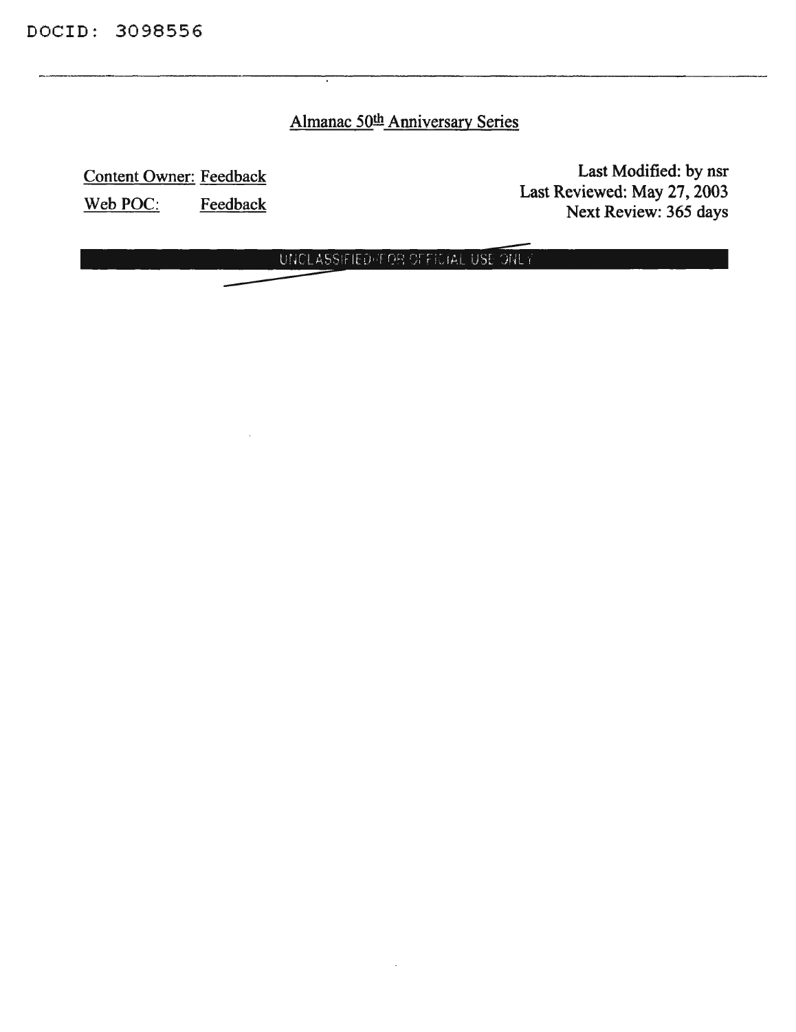DOCID: 3098556

Almanac 50th Anniversary Series

Content Owner: Feedback
Web POC: Feedback

Last Modified: by nsr
Last Reviewed: May 27, 2003
Next Review: 365 days

UNCLASSIFIED//FOR OFFICIAL USE ONLY